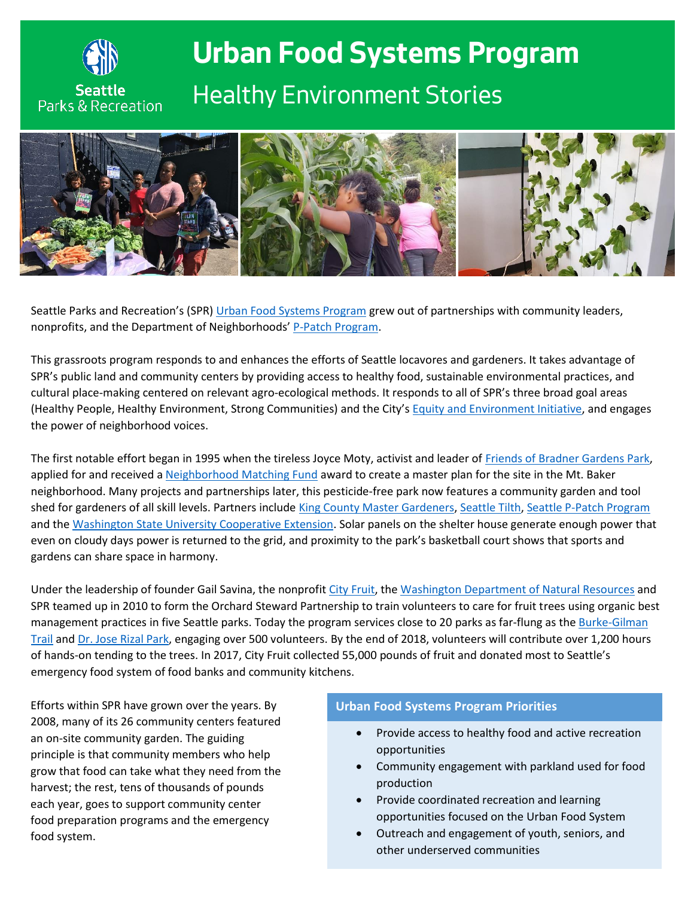Seattle Parks & Recreation

# Urban Food Systems Program

## Healthy Environment Stories

Seattle Parks and Recreation's (SPR) Urban Food Systems Program grew out of partnerships with community leaders, nonprofits, and the Department of Neighborhoods' P-Patch Program.

This grassroots program responds to and enhances the efforts of Seattle locavores and gardeners. It takes advantage of SPR's public land and community centers by providing access to healthy food, sustainable environmental practices, and cultural place-making centered on relevant agro-ecological methods. It responds to all of SPR's three broad goal areas (Healthy People, Healthy Environment, Strong Communities) and the City's Equity and Environment Initiative, and engages the power of neighborhood voices.

The first notable effort began in 1995 when the tireless Joyce Moty, activist and leader of Friends of Bradner Gardens Park, applied for and received a Neighborhood Matching Fund award to create a master plan for the site in the Mt. Baker neighborhood. Many projects and partnerships later, this pesticide-free park now features a community garden and tool shed for gardeners of all skill levels. Partners include King County Master Gardeners, Seattle Tilth, Seattle P-Patch Program and the Washington State University Cooperative Extension. Solar panels on the shelter house generate enough power that even on cloudy days power is returned to the grid, and proximity to the park's basketball court shows that sports and gardens can share space in harmony.

Under the leadership of founder Gail Savina, the nonprofit City Fruit, the Washington Department of Natural Resources and SPR teamed up in 2010 to form the Orchard Steward Partnership to train volunteers to care for fruit trees using organic best management practices in five Seattle parks. Today the program services close to 20 parks as far-flung as the Burke-Gilman Trail and Dr. Jose Rizal Park, engaging over 500 volunteers. By the end of 2018, volunteers will contribute over 1,200 hours of hands-on tending to the trees. In 2017, City Fruit collected 55,000 pounds of fruit and donated most to Seattle's emergency food system of food banks and community kitchens.

Efforts within SPR have grown over the years. By 2008, many of its 26 community centers featured an on-site community garden. The guiding principle is that community members who help grow that food can take what they need from the harvest; the rest, tens of thousands of pounds each year, goes to support community center food preparation programs and the emergency food system.

### Urban Food Systems Program Priorities

- Provide access to healthy food and active recreation opportunities
- Community engagement with parkland used for food production
- Provide coordinated recreation and learning opportunities focused on the Urban Food System
- Outreach and engagement of youth, seniors, and other underserved communities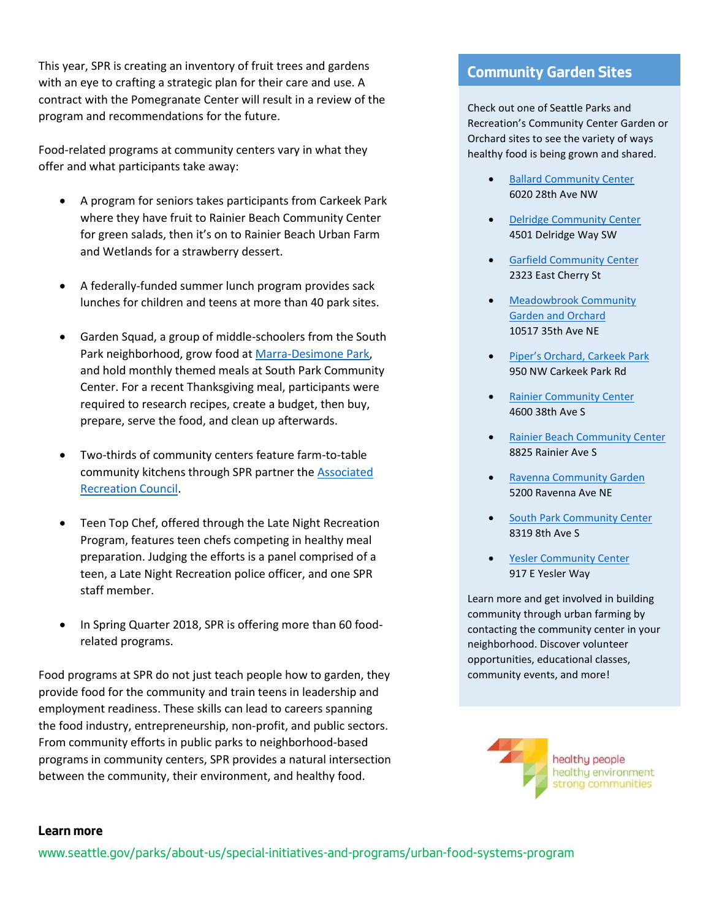This year, SPR is creating an inventory of fruit trees and gardens with an eye to crafting a strategic plan for their care and use. A contract with the Pomegranate Center will result in a review of the program and recommendations for the future.

Food-related programs at community centers vary in what they offer and what participants take away:

- A program for seniors takes participants from Carkeek Park where they have fruit to Rainier Beach Community Center for green salads, then it's on to Rainier Beach Urban Farm and Wetlands for a strawberry dessert.
- A federally-funded summer lunch program provides sack lunches for children and teens at more than 40 park sites.
- Garden Squad, a group of middle-schoolers from the South Park neighborhood, grow food at Marra-Desimone Park, and hold monthly themed meals at South Park Community Center. For a recent Thanksgiving meal, participants were required to research recipes, create a budget, then buy, prepare, serve the food, and clean up afterwards.
- Two-thirds of community centers feature farm-to-table community kitchens through SPR partner the Associated Recreation Council.
- Teen Top Chef, offered through the Late Night Recreation Program, features teen chefs competing in healthy meal preparation. Judging the efforts is a panel comprised of a teen, a Late Night Recreation police officer, and one SPR staff member.
- In Spring Quarter 2018, SPR is offering more than 60 food-related programs.

Food programs at SPR do not just teach people how to garden, they provide food for the community and train teens in leadership and employment readiness. These skills can lead to careers spanning the food industry, entrepreneurship, non-profit, and public sectors. From community efforts in public parks to neighborhood-based programs in community centers, SPR provides a natural intersection between the community, their environment, and healthy food.

## Community Garden Sites

Check out one of Seattle Parks and Recreation's Community Center Garden or Orchard sites to see the variety of ways healthy food is being grown and shared.

- Ballard Community Center
  6020 28th Ave NW
- Delridge Community Center
  4501 Delridge Way SW
- Garfield Community Center
  2323 East Cherry St
- Meadowbrook Community Garden and Orchard
  10517 35th Ave NE
- Piper's Orchard, Carkeek Park
  950 NW Carkeek Park Rd
- Rainier Community Center
  4600 38th Ave S
- Rainier Beach Community Center
  8825 Rainier Ave S
- Ravenna Community Garden
  5200 Ravenna Ave NE
- South Park Community Center
  8319 8th Ave S
- Yesler Community Center
  917 E Yesler Way

Learn more and get involved in building community through urban farming by contacting the community center in your neighborhood. Discover volunteer opportunities, educational classes, community events, and more!

healthy people
healthy environment
strong communities

**Learn more**

www.seattle.gov/parks/about-us/special-initiatives-and-programs/urban-food-systems-program